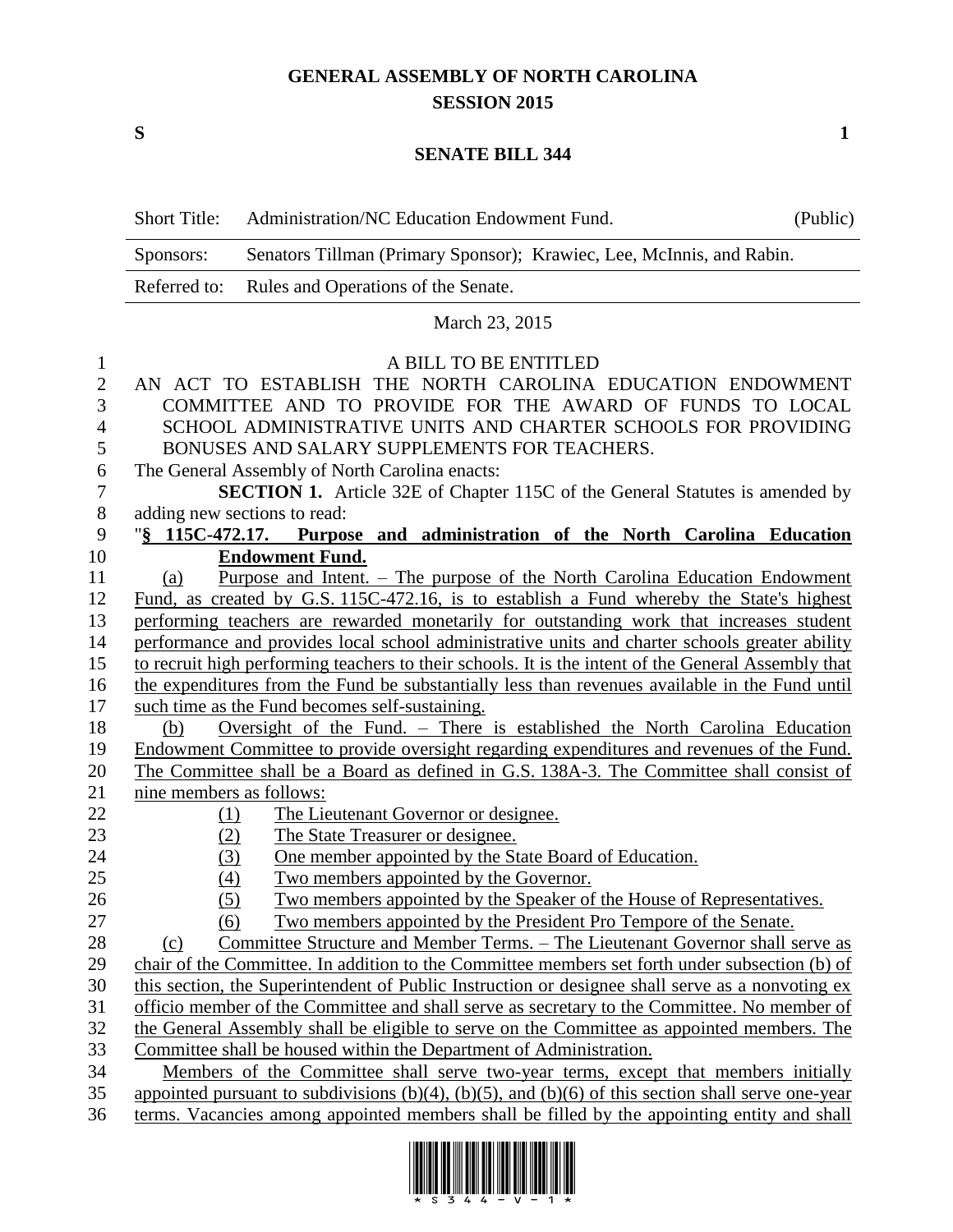# GENERAL ASSEMBLY OF NORTH CAROLINA
## SESSION 2015

**S** **1**

## SENATE BILL 344

| | | |
|---|---|---|
| Short Title: | Administration/NC Education Endowment Fund. | (Public) |
| Sponsors: | Senators Tillman (Primary Sponsor); Krawiec, Lee, McInnis, and Rabin. | |
| Referred to: | Rules and Operations of the Senate. | |

March 23, 2015

A BILL TO BE ENTITLED

AN ACT TO ESTABLISH THE NORTH CAROLINA EDUCATION ENDOWMENT COMMITTEE AND TO PROVIDE FOR THE AWARD OF FUNDS TO LOCAL SCHOOL ADMINISTRATIVE UNITS AND CHARTER SCHOOLS FOR PROVIDING BONUSES AND SALARY SUPPLEMENTS FOR TEACHERS.

The General Assembly of North Carolina enacts:

**SECTION 1.** Article 32E of Chapter 115C of the General Statutes is amended by adding new sections to read:

"**§ 115C-472.17. Purpose and administration of the North Carolina Education Endowment Fund.**

(a) Purpose and Intent. – The purpose of the North Carolina Education Endowment Fund, as created by G.S. 115C-472.16, is to establish a Fund whereby the State's highest performing teachers are rewarded monetarily for outstanding work that increases student performance and provides local school administrative units and charter schools greater ability to recruit high performing teachers to their schools. It is the intent of the General Assembly that the expenditures from the Fund be substantially less than revenues available in the Fund until such time as the Fund becomes self-sustaining.

(b) Oversight of the Fund. – There is established the North Carolina Education Endowment Committee to provide oversight regarding expenditures and revenues of the Fund. The Committee shall be a Board as defined in G.S. 138A-3. The Committee shall consist of nine members as follows:

(1) The Lieutenant Governor or designee.

(2) The State Treasurer or designee.

(3) One member appointed by the State Board of Education.

(4) Two members appointed by the Governor.

(5) Two members appointed by the Speaker of the House of Representatives.

(6) Two members appointed by the President Pro Tempore of the Senate.

(c) Committee Structure and Member Terms. – The Lieutenant Governor shall serve as chair of the Committee. In addition to the Committee members set forth under subsection (b) of this section, the Superintendent of Public Instruction or designee shall serve as a nonvoting ex officio member of the Committee and shall serve as secretary to the Committee. No member of the General Assembly shall be eligible to serve on the Committee as appointed members. The Committee shall be housed within the Department of Administration.

Members of the Committee shall serve two-year terms, except that members initially appointed pursuant to subdivisions (b)(4), (b)(5), and (b)(6) of this section shall serve one-year terms. Vacancies among appointed members shall be filled by the appointing entity and shall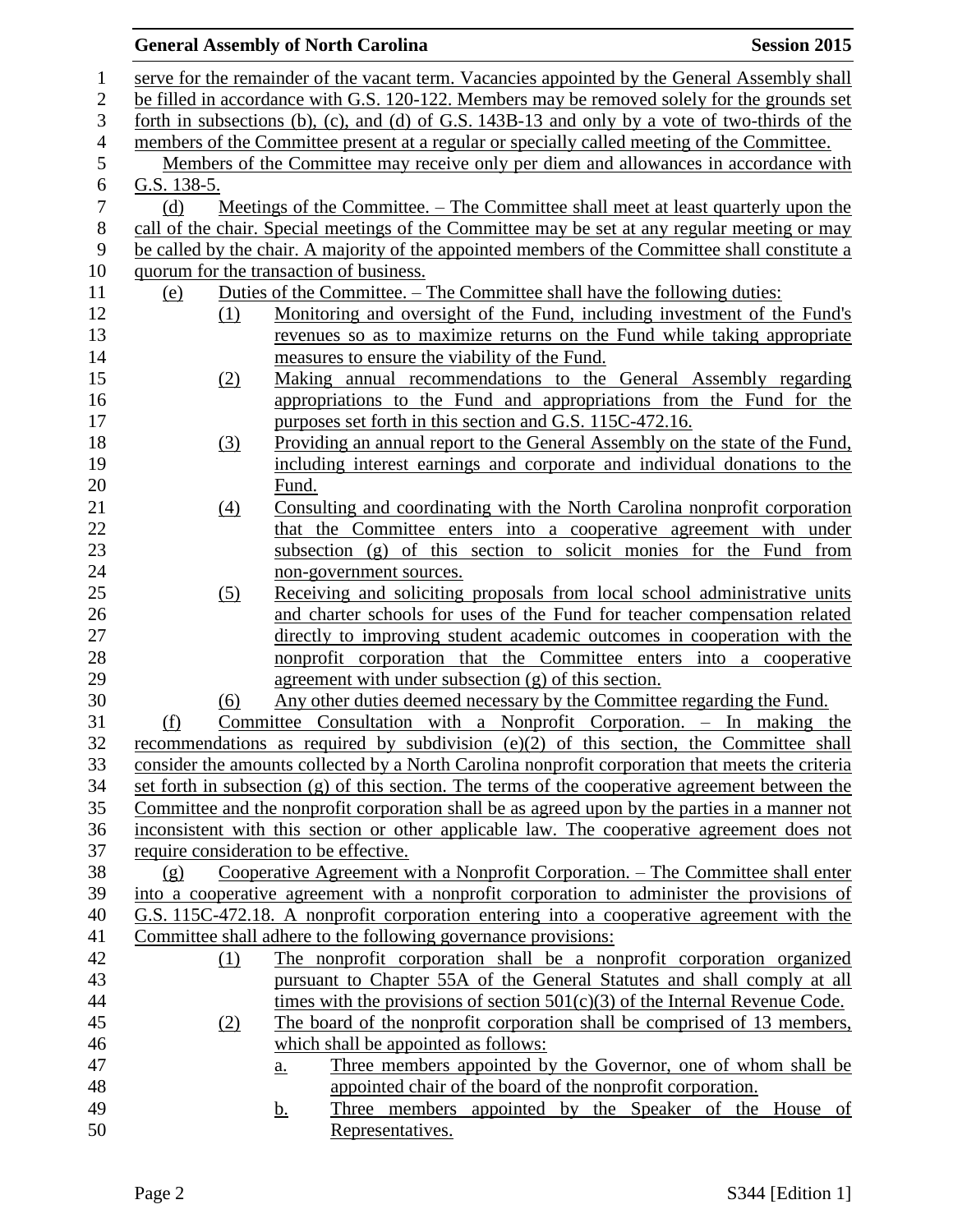serve for the remainder of the vacant term. Vacancies appointed by the General Assembly shall be filled in accordance with G.S. 120-122. Members may be removed solely for the grounds set forth in subsections (b), (c), and (d) of G.S. 143B-13 and only by a vote of two-thirds of the members of the Committee present at a regular or specially called meeting of the Committee.

Members of the Committee may receive only per diem and allowances in accordance with G.S. 138-5.

(d) Meetings of the Committee. – The Committee shall meet at least quarterly upon the call of the chair. Special meetings of the Committee may be set at any regular meeting or may be called by the chair. A majority of the appointed members of the Committee shall constitute a quorum for the transaction of business.

(e) Duties of the Committee. – The Committee shall have the following duties:

(1) Monitoring and oversight of the Fund, including investment of the Fund's revenues so as to maximize returns on the Fund while taking appropriate measures to ensure the viability of the Fund.

(2) Making annual recommendations to the General Assembly regarding appropriations to the Fund and appropriations from the Fund for the purposes set forth in this section and G.S. 115C-472.16.

(3) Providing an annual report to the General Assembly on the state of the Fund, including interest earnings and corporate and individual donations to the Fund.

(4) Consulting and coordinating with the North Carolina nonprofit corporation that the Committee enters into a cooperative agreement with under subsection (g) of this section to solicit monies for the Fund from non-government sources.

(5) Receiving and soliciting proposals from local school administrative units and charter schools for uses of the Fund for teacher compensation related directly to improving student academic outcomes in cooperation with the nonprofit corporation that the Committee enters into a cooperative agreement with under subsection (g) of this section.

(6) Any other duties deemed necessary by the Committee regarding the Fund.

(f) Committee Consultation with a Nonprofit Corporation. – In making the recommendations as required by subdivision (e)(2) of this section, the Committee shall consider the amounts collected by a North Carolina nonprofit corporation that meets the criteria set forth in subsection (g) of this section. The terms of the cooperative agreement between the Committee and the nonprofit corporation shall be as agreed upon by the parties in a manner not inconsistent with this section or other applicable law. The cooperative agreement does not require consideration to be effective.

(g) Cooperative Agreement with a Nonprofit Corporation. – The Committee shall enter into a cooperative agreement with a nonprofit corporation to administer the provisions of G.S. 115C-472.18. A nonprofit corporation entering into a cooperative agreement with the Committee shall adhere to the following governance provisions:

(1) The nonprofit corporation shall be a nonprofit corporation organized pursuant to Chapter 55A of the General Statutes and shall comply at all times with the provisions of section 501(c)(3) of the Internal Revenue Code.

(2) The board of the nonprofit corporation shall be comprised of 13 members, which shall be appointed as follows:

a. Three members appointed by the Governor, one of whom shall be appointed chair of the board of the nonprofit corporation.

b. Three members appointed by the Speaker of the House of Representatives.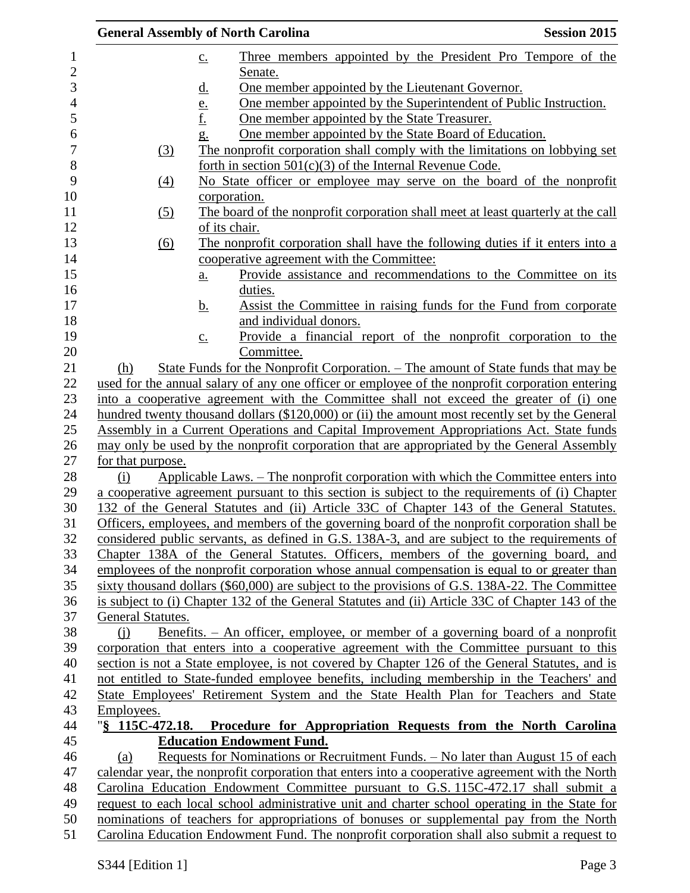c. Three members appointed by the President Pro Tempore of the Senate.
d. One member appointed by the Lieutenant Governor.
e. One member appointed by the Superintendent of Public Instruction.
f. One member appointed by the State Treasurer.
g. One member appointed by the State Board of Education.

(3) The nonprofit corporation shall comply with the limitations on lobbying set forth in section 501(c)(3) of the Internal Revenue Code.

(4) No State officer or employee may serve on the board of the nonprofit corporation.

(5) The board of the nonprofit corporation shall meet at least quarterly at the call of its chair.

(6) The nonprofit corporation shall have the following duties if it enters into a cooperative agreement with the Committee:

a. Provide assistance and recommendations to the Committee on its duties.
b. Assist the Committee in raising funds for the Fund from corporate and individual donors.
c. Provide a financial report of the nonprofit corporation to the Committee.

(h) State Funds for the Nonprofit Corporation. – The amount of State funds that may be used for the annual salary of any one officer or employee of the nonprofit corporation entering into a cooperative agreement with the Committee shall not exceed the greater of (i) one hundred twenty thousand dollars ($120,000) or (ii) the amount most recently set by the General Assembly in a Current Operations and Capital Improvement Appropriations Act. State funds may only be used by the nonprofit corporation that are appropriated by the General Assembly for that purpose.

(i) Applicable Laws. – The nonprofit corporation with which the Committee enters into a cooperative agreement pursuant to this section is subject to the requirements of (i) Chapter 132 of the General Statutes and (ii) Article 33C of Chapter 143 of the General Statutes. Officers, employees, and members of the governing board of the nonprofit corporation shall be considered public servants, as defined in G.S. 138A-3, and are subject to the requirements of Chapter 138A of the General Statutes. Officers, members of the governing board, and employees of the nonprofit corporation whose annual compensation is equal to or greater than sixty thousand dollars ($60,000) are subject to the provisions of G.S. 138A-22. The Committee is subject to (i) Chapter 132 of the General Statutes and (ii) Article 33C of Chapter 143 of the General Statutes.

(j) Benefits. – An officer, employee, or member of a governing board of a nonprofit corporation that enters into a cooperative agreement with the Committee pursuant to this section is not a State employee, is not covered by Chapter 126 of the General Statutes, and is not entitled to State-funded employee benefits, including membership in the Teachers' and State Employees' Retirement System and the State Health Plan for Teachers and State Employees.

"**§ 115C-472.18. Procedure for Appropriation Requests from the North Carolina Education Endowment Fund.**

(a) Requests for Nominations or Recruitment Funds. – No later than August 15 of each calendar year, the nonprofit corporation that enters into a cooperative agreement with the North Carolina Education Endowment Committee pursuant to G.S. 115C-472.17 shall submit a request to each local school administrative unit and charter school operating in the State for nominations of teachers for appropriations of bonuses or supplemental pay from the North Carolina Education Endowment Fund. The nonprofit corporation shall also submit a request to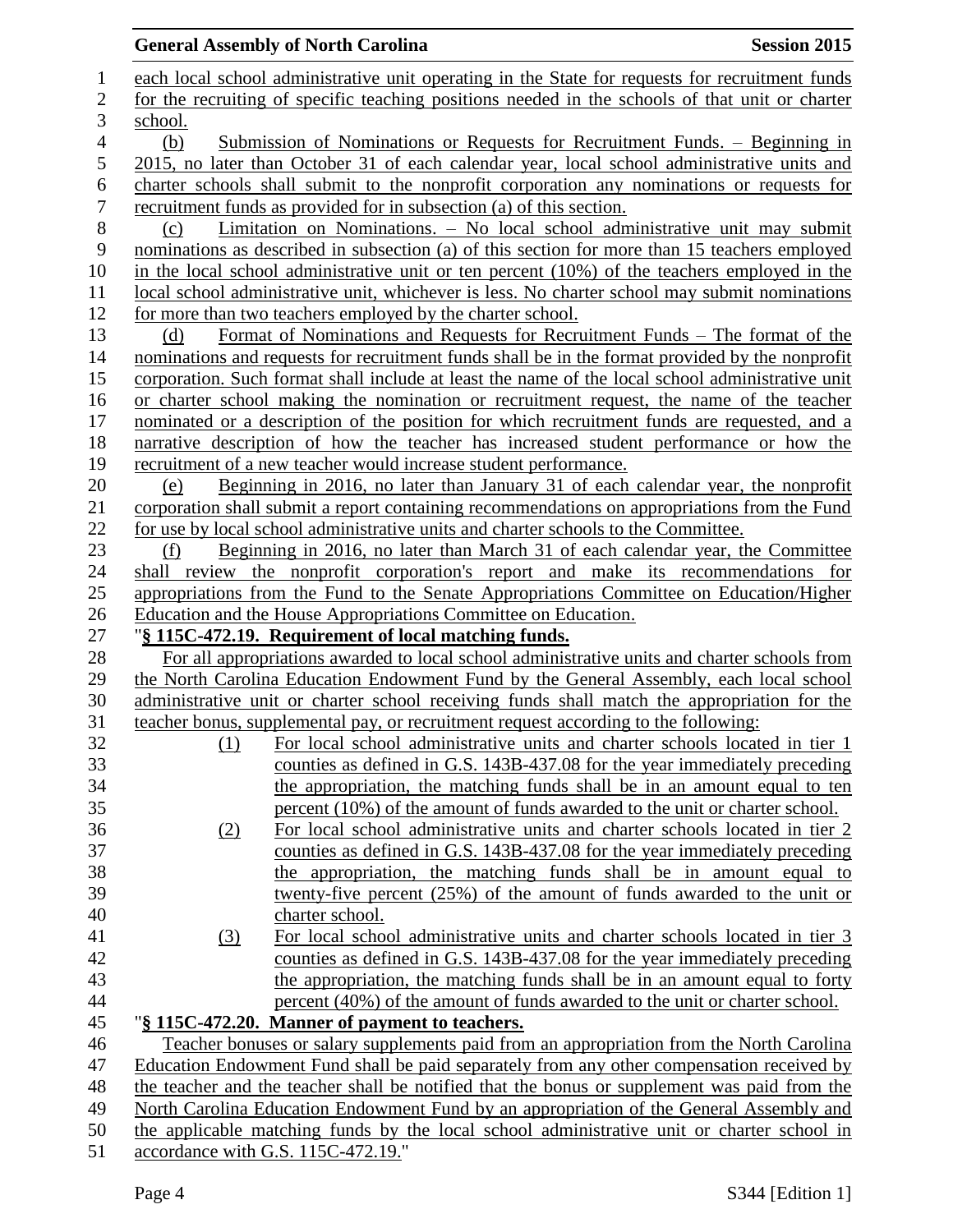each local school administrative unit operating in the State for requests for recruitment funds for the recruiting of specific teaching positions needed in the schools of that unit or charter school.

(b) Submission of Nominations or Requests for Recruitment Funds. – Beginning in 2015, no later than October 31 of each calendar year, local school administrative units and charter schools shall submit to the nonprofit corporation any nominations or requests for recruitment funds as provided for in subsection (a) of this section.

(c) Limitation on Nominations. – No local school administrative unit may submit nominations as described in subsection (a) of this section for more than 15 teachers employed in the local school administrative unit or ten percent (10%) of the teachers employed in the local school administrative unit, whichever is less. No charter school may submit nominations for more than two teachers employed by the charter school.

(d) Format of Nominations and Requests for Recruitment Funds – The format of the nominations and requests for recruitment funds shall be in the format provided by the nonprofit corporation. Such format shall include at least the name of the local school administrative unit or charter school making the nomination or recruitment request, the name of the teacher nominated or a description of the position for which recruitment funds are requested, and a narrative description of how the teacher has increased student performance or how the recruitment of a new teacher would increase student performance.

(e) Beginning in 2016, no later than January 31 of each calendar year, the nonprofit corporation shall submit a report containing recommendations on appropriations from the Fund for use by local school administrative units and charter schools to the Committee.

(f) Beginning in 2016, no later than March 31 of each calendar year, the Committee shall review the nonprofit corporation's report and make its recommendations for appropriations from the Fund to the Senate Appropriations Committee on Education/Higher Education and the House Appropriations Committee on Education.

"**§ 115C-472.19. Requirement of local matching funds.**

For all appropriations awarded to local school administrative units and charter schools from the North Carolina Education Endowment Fund by the General Assembly, each local school administrative unit or charter school receiving funds shall match the appropriation for the teacher bonus, supplemental pay, or recruitment request according to the following:

(1) For local school administrative units and charter schools located in tier 1 counties as defined in G.S. 143B-437.08 for the year immediately preceding the appropriation, the matching funds shall be in an amount equal to ten percent (10%) of the amount of funds awarded to the unit or charter school.

(2) For local school administrative units and charter schools located in tier 2 counties as defined in G.S. 143B-437.08 for the year immediately preceding the appropriation, the matching funds shall be in amount equal to twenty-five percent (25%) of the amount of funds awarded to the unit or charter school.

(3) For local school administrative units and charter schools located in tier 3 counties as defined in G.S. 143B-437.08 for the year immediately preceding the appropriation, the matching funds shall be in an amount equal to forty percent (40%) of the amount of funds awarded to the unit or charter school.

"**§ 115C-472.20. Manner of payment to teachers.**

Teacher bonuses or salary supplements paid from an appropriation from the North Carolina Education Endowment Fund shall be paid separately from any other compensation received by the teacher and the teacher shall be notified that the bonus or supplement was paid from the North Carolina Education Endowment Fund by an appropriation of the General Assembly and the applicable matching funds by the local school administrative unit or charter school in accordance with G.S. 115C-472.19."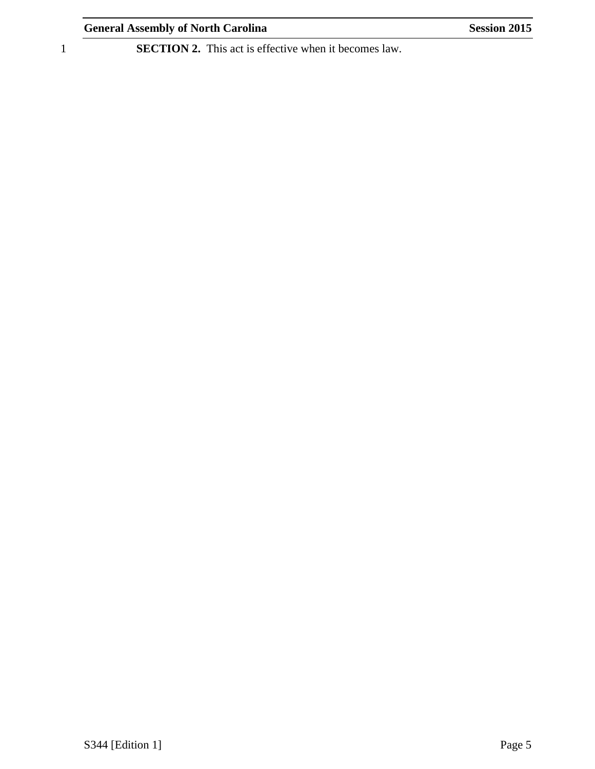**SECTION 2.** This act is effective when it becomes law.